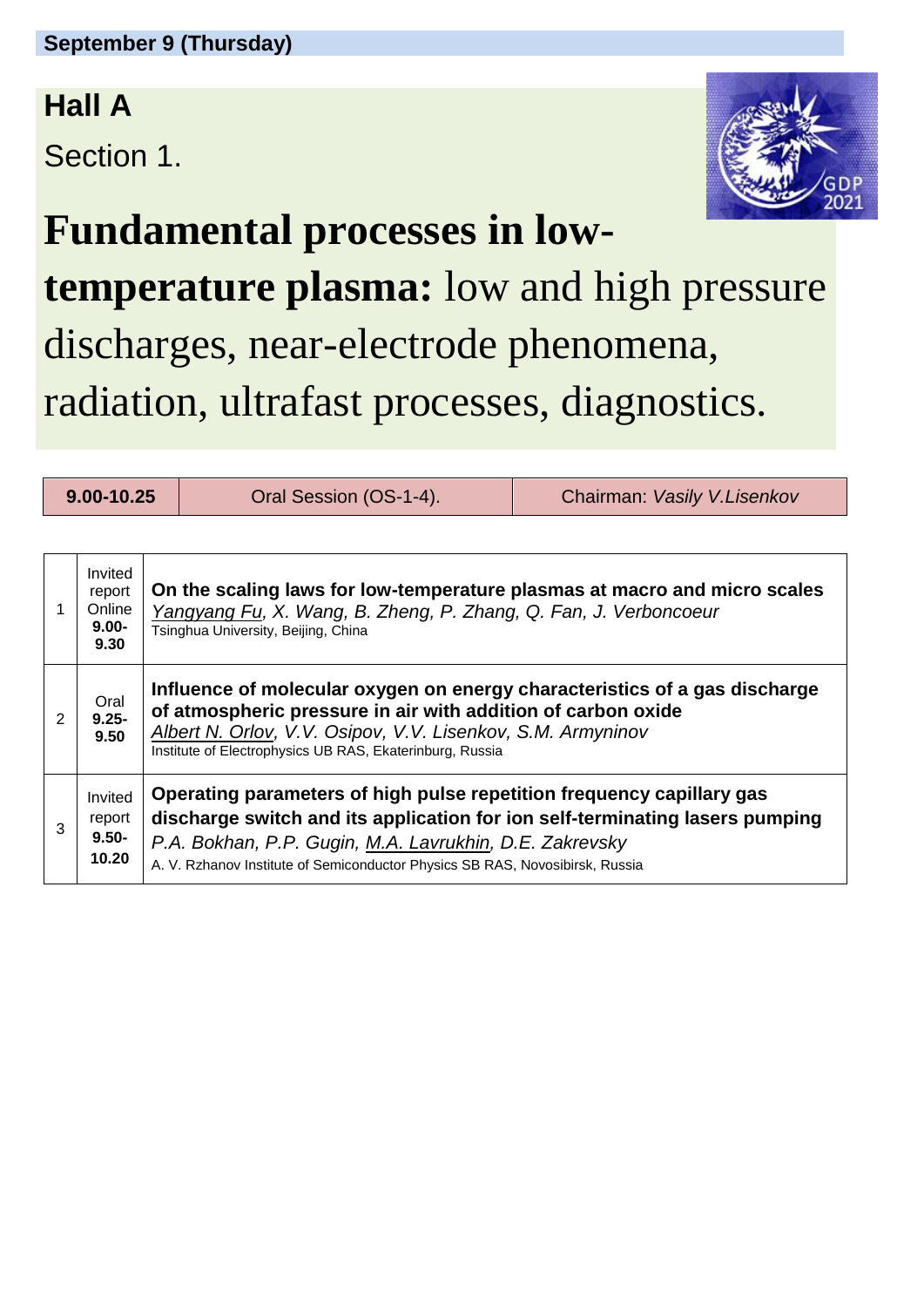**September 9 (Thursday)**

## Hall A

Section 1.

# **Fundamental processes in low-temperature plasma:** low and high pressure discharges, near-electrode phenomena, radiation, ultrafast processes, diagnostics.

| **9.00-10.25** | Oral Session (OS-1-4). | Chairman: *Vasily V.Lisenkov* |
|---|---|---|

| | | |
|---|---|---|
| 1 | Invited report Online **9.00-9.30** | **On the scaling laws for low-temperature plasmas at macro and micro scales**<br>*<u>Yangyang Fu</u>, X. Wang, B. Zheng, P. Zhang, Q. Fan, J. Verboncoeur*<br>Tsinghua University, Beijing, China |
| 2 | Oral **9.25-9.50** | **Influence of molecular oxygen on energy characteristics of a gas discharge of atmospheric pressure in air with addition of carbon oxide**<br>*<u>Albert N. Orlov</u>, V.V. Osipov, V.V. Lisenkov, S.M. Armyninov*<br>Institute of Electrophysics UB RAS, Ekaterinburg, Russia |
| 3 | Invited report **9.50-10.20** | **Operating parameters of high pulse repetition frequency capillary gas discharge switch and its application for ion self-terminating lasers pumping**<br>*P.A. Bokhan, P.P. Gugin, <u>M.A. Lavrukhin</u>, D.E. Zakrevsky*<br>A. V. Rzhanov Institute of Semiconductor Physics SB RAS, Novosibirsk, Russia |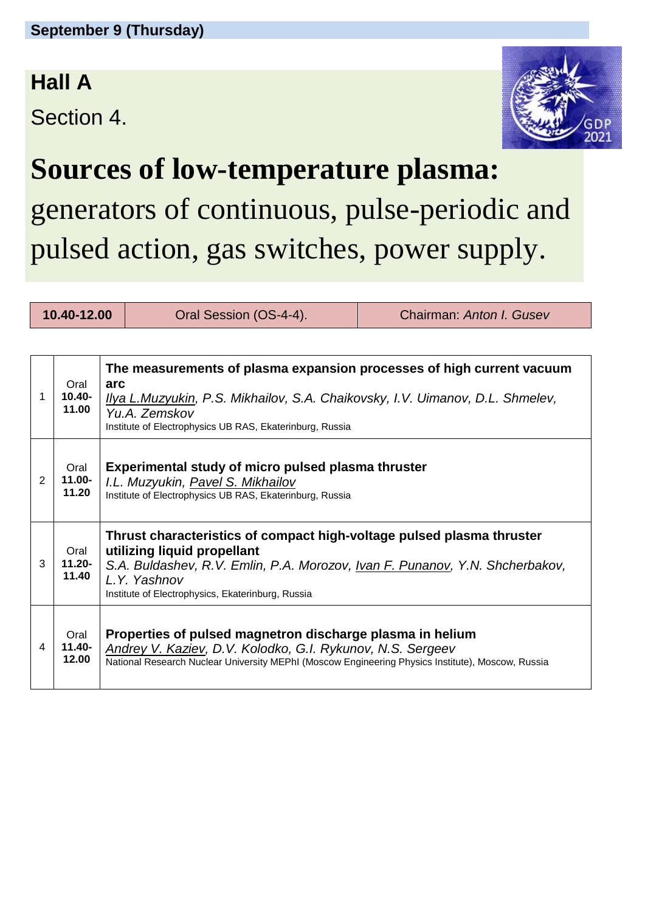**September 9 (Thursday)**

## Hall A

Section 4.

# Sources of low-temperature plasma:

generators of continuous, pulse-periodic and pulsed action, gas switches, power supply.

| **10.40-12.00** | Oral Session (OS-4-4). | Chairman: *Anton I. Gusev* |
|---|---|---|

| | | |
|---|---|---|
| 1 | Oral **10.40-11.00** | **The measurements of plasma expansion processes of high current vacuum arc**<br>*Ilya L.Muzyukin, P.S. Mikhailov, S.A. Chaikovsky, I.V. Uimanov, D.L. Shmelev, Yu.A. Zemskov*<br>Institute of Electrophysics UB RAS, Ekaterinburg, Russia |
| 2 | Oral **11.00-11.20** | **Experimental study of micro pulsed plasma thruster**<br>*I.L. Muzyukin, Pavel S. Mikhailov*<br>Institute of Electrophysics UB RAS, Ekaterinburg, Russia |
| 3 | Oral **11.20-11.40** | **Thrust characteristics of compact high-voltage pulsed plasma thruster utilizing liquid propellant**<br>*S.A. Buldashev, R.V. Emlin, P.A. Morozov, Ivan F. Punanov, Y.N. Shcherbakov, L.Y. Yashnov*<br>Institute of Electrophysics, Ekaterinburg, Russia |
| 4 | Oral **11.40-12.00** | **Properties of pulsed magnetron discharge plasma in helium**<br>*Andrey V. Kaziev, D.V. Kolodko, G.I. Rykunov, N.S. Sergeev*<br>National Research Nuclear University MEPhI (Moscow Engineering Physics Institute), Moscow, Russia |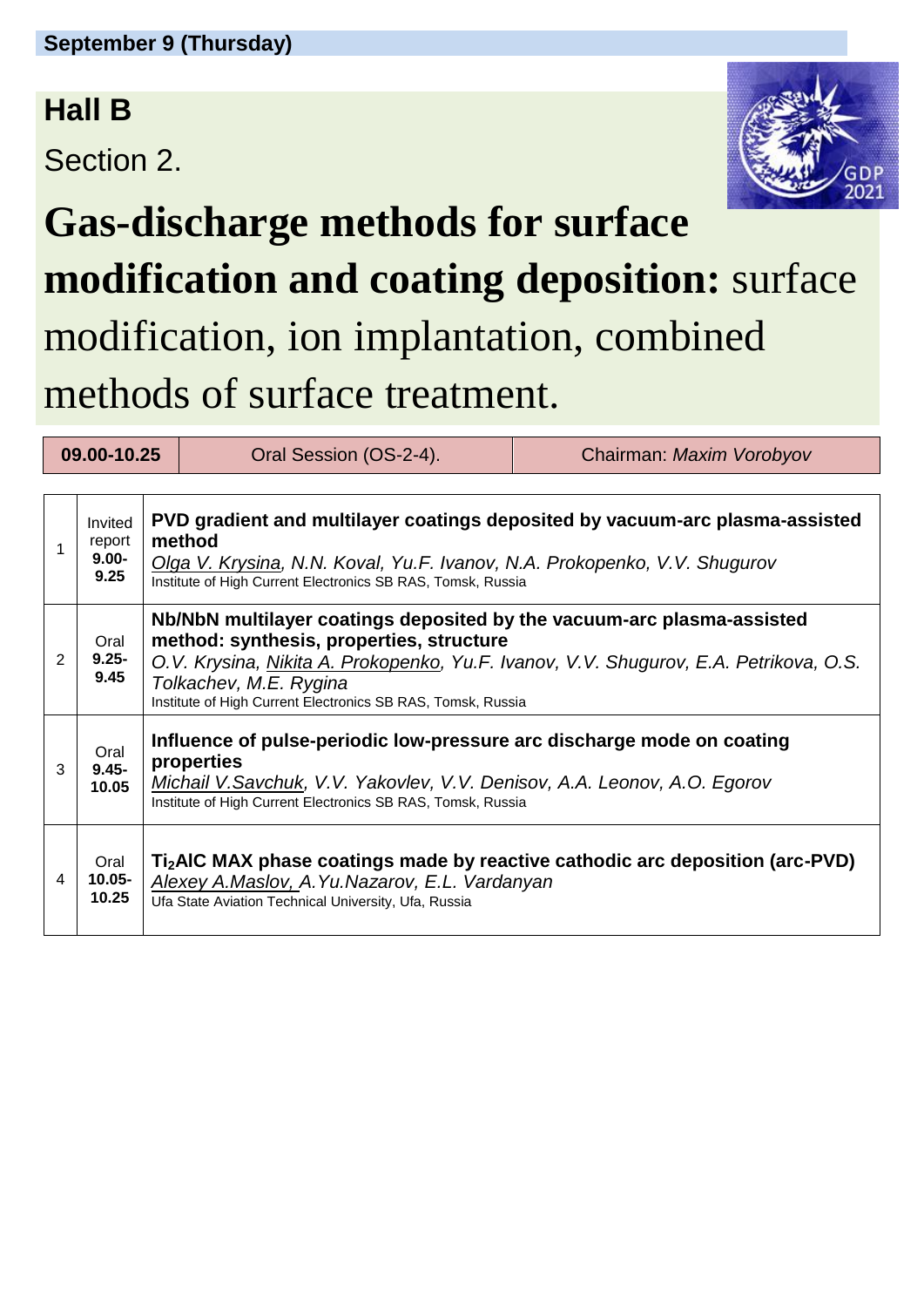**September 9 (Thursday)**

## Hall B

Section 2.

# **Gas-discharge methods for surface modification and coating deposition:** surface modification, ion implantation, combined methods of surface treatment.

| 09.00-10.25 | Oral Session (OS-2-4). | Chairman: *Maxim Vorobyov* |
|---|---|---|

| | | |
|---|---|---|
| 1 | Invited report **9.00-9.25** | **PVD gradient and multilayer coatings deposited by vacuum-arc plasma-assisted method**<br>*Olga V. Krysina, N.N. Koval, Yu.F. Ivanov, N.A. Prokopenko, V.V. Shugurov*<br>Institute of High Current Electronics SB RAS, Tomsk, Russia |
| 2 | Oral **9.25-9.45** | **Nb/NbN multilayer coatings deposited by the vacuum-arc plasma-assisted method: synthesis, properties, structure**<br>*O.V. Krysina, Nikita A. Prokopenko, Yu.F. Ivanov, V.V. Shugurov, E.A. Petrikova, O.S. Tolkachev, M.E. Rygina*<br>Institute of High Current Electronics SB RAS, Tomsk, Russia |
| 3 | Oral **9.45-10.05** | **Influence of pulse-periodic low-pressure arc discharge mode on coating properties**<br>*Michail V.Savchuk, V.V. Yakovlev, V.V. Denisov, A.A. Leonov, A.O. Egorov*<br>Institute of High Current Electronics SB RAS, Tomsk, Russia |
| 4 | Oral **10.05-10.25** | **$Ti_2AlC$ MAX phase coatings made by reactive cathodic arc deposition (arc-PVD)**<br>*Alexey A.Maslov, A.Yu.Nazarov, E.L. Vardanyan*<br>Ufa State Aviation Technical University, Ufa, Russia |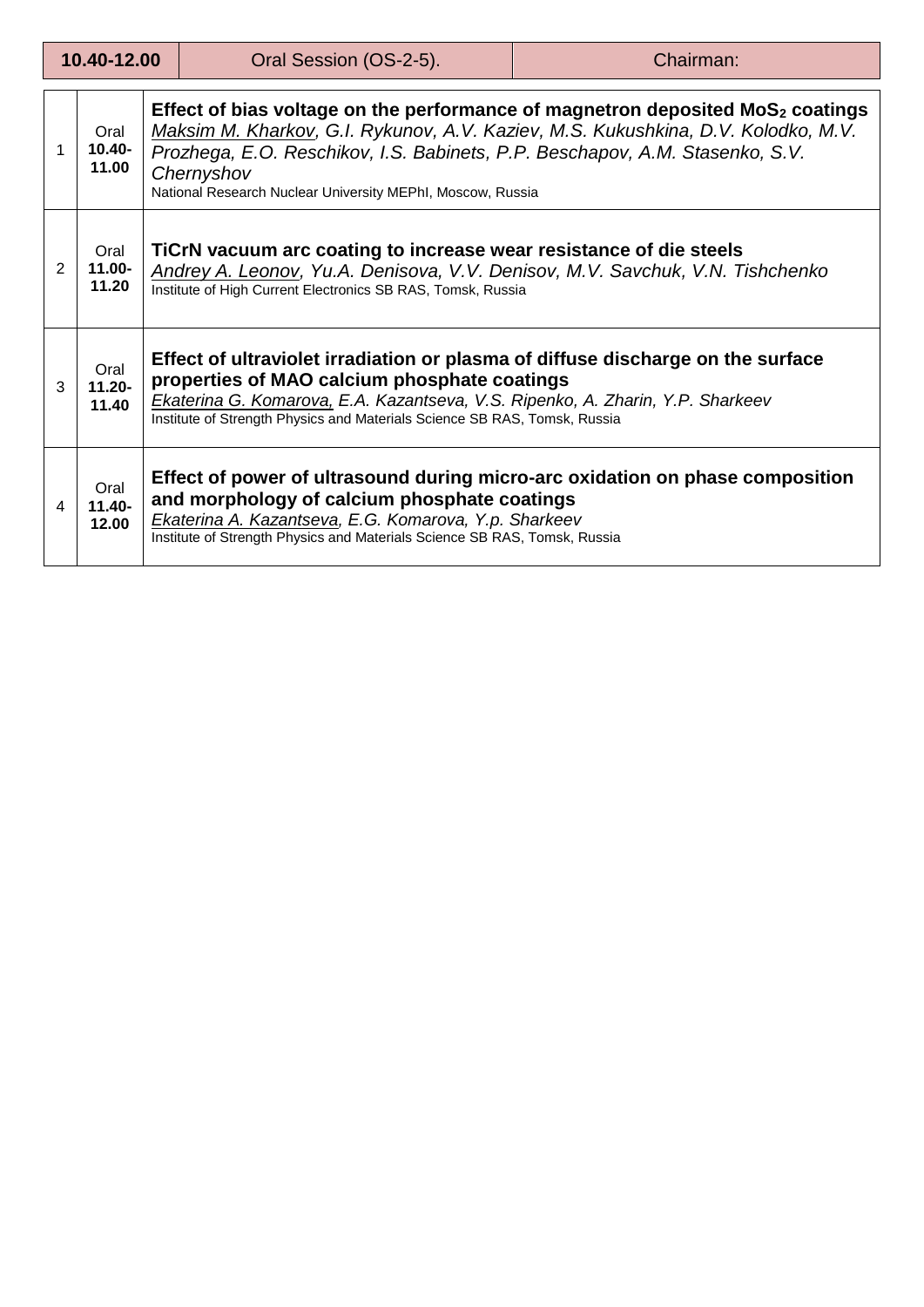| 10.40-12.00 | Oral Session (OS-2-5). | Chairman: |
|---|---|---|

| | | |
|---|---|---|
| 1 | Oral **10.40-11.00** | **Effect of bias voltage on the performance of magnetron deposited $MoS_2$ coatings** *Maksim M. Kharkov, G.I. Rykunov, A.V. Kaziev, M.S. Kukushkina, D.V. Kolodko, M.V. Prozhega, E.O. Reschikov, I.S. Babinets, P.P. Beschapov, A.M. Stasenko, S.V. Chernyshov* National Research Nuclear University MEPhI, Moscow, Russia |
| 2 | Oral **11.00-11.20** | **TiCrN vacuum arc coating to increase wear resistance of die steels** *Andrey A. Leonov, Yu.A. Denisova, V.V. Denisov, M.V. Savchuk, V.N. Tishchenko* Institute of High Current Electronics SB RAS, Tomsk, Russia |
| 3 | Oral **11.20-11.40** | **Effect of ultraviolet irradiation or plasma of diffuse discharge on the surface properties of MAO calcium phosphate coatings** *Ekaterina G. Komarova, E.A. Kazantseva, V.S. Ripenko, A. Zharin, Y.P. Sharkeev* Institute of Strength Physics and Materials Science SB RAS, Tomsk, Russia |
| 4 | Oral **11.40-12.00** | **Effect of power of ultrasound during micro-arc oxidation on phase composition and morphology of calcium phosphate coatings** *Ekaterina A. Kazantseva, E.G. Komarova, Y.p. Sharkeev* Institute of Strength Physics and Materials Science SB RAS, Tomsk, Russia |